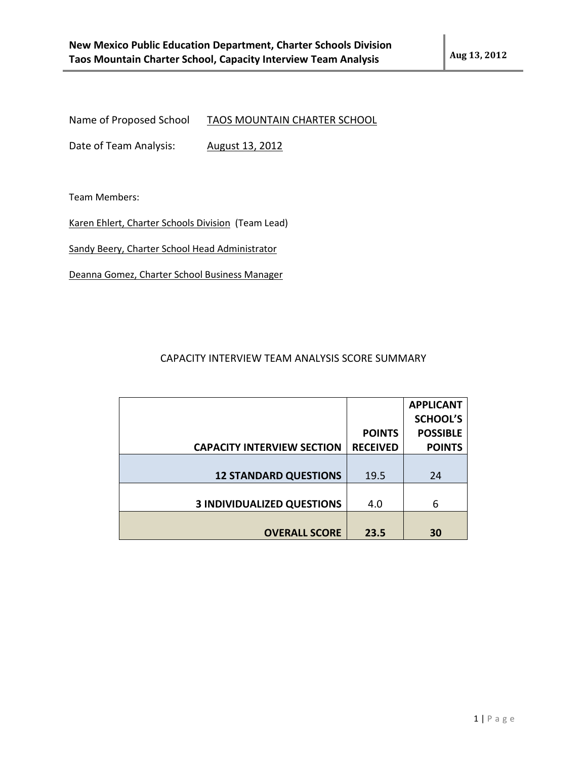Name of Proposed School TAOS MOUNTAIN CHARTER SCHOOL

Date of Team Analysis: August 13, 2012

Team Members:

Karen Ehlert, Charter Schools Division (Team Lead)

Sandy Beery, Charter School Head Administrator

Deanna Gomez, Charter School Business Manager

CAPACITY INTERVIEW TEAM ANALYSIS SCORE SUMMARY

| CAPACITY INTERVIEW SECTION | POINTS RECEIVED | APPLICANT SCHOOL'S POSSIBLE POINTS |
|---|---|---|
| **12 STANDARD QUESTIONS** | 19.5 | 24 |
| **3 INDIVIDUALIZED QUESTIONS** | 4.0 | 6 |
| **OVERALL SCORE** | **23.5** | **30** |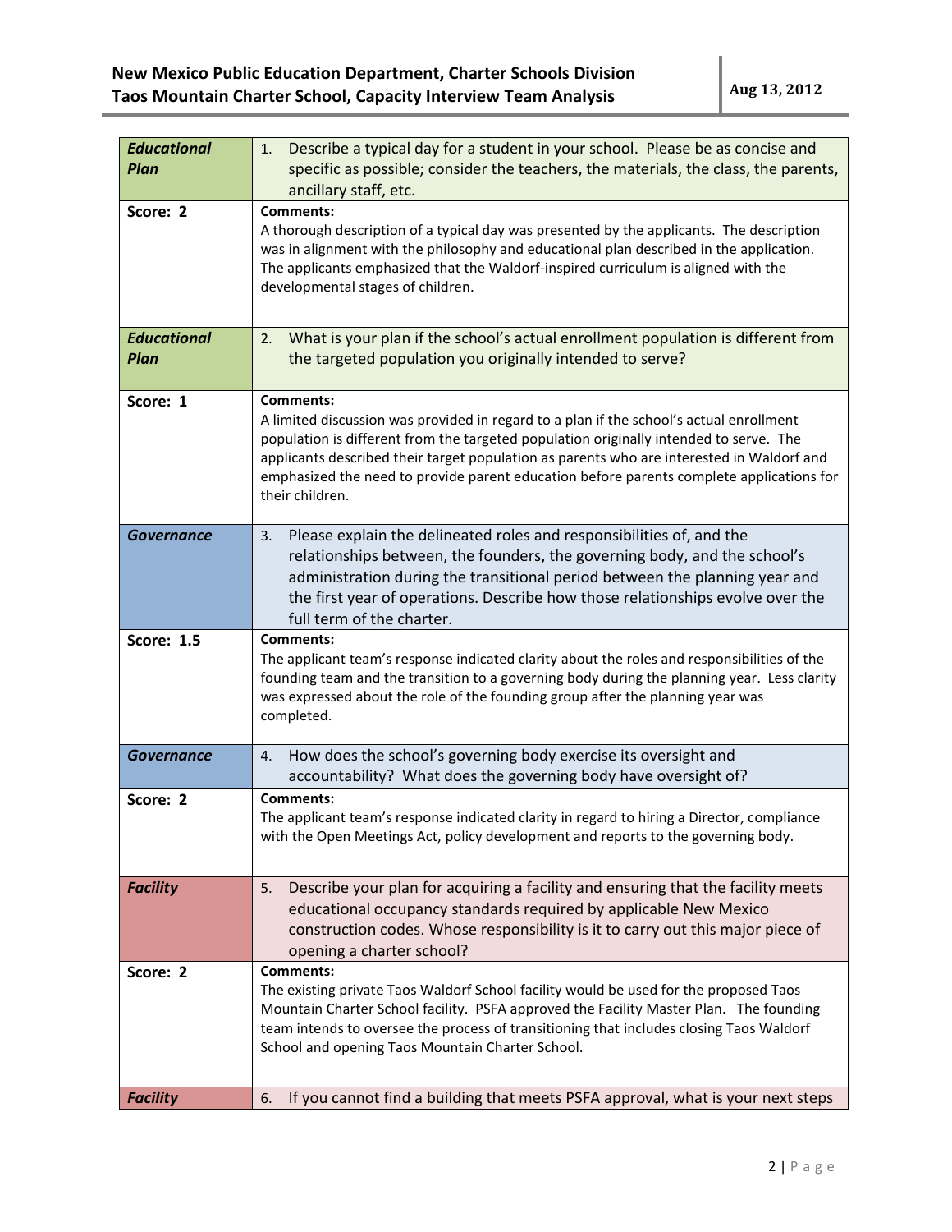| *Educational Plan* | 1. Describe a typical day for a student in your school. Please be as concise and specific as possible; consider the teachers, the materials, the class, the parents, ancillary staff, etc. |
|---|---|
| **Score: 2** | **Comments:**<br>A thorough description of a typical day was presented by the applicants. The description was in alignment with the philosophy and educational plan described in the application. The applicants emphasized that the Waldorf-inspired curriculum is aligned with the developmental stages of children. |
| *Educational Plan* | 2. What is your plan if the school's actual enrollment population is different from the targeted population you originally intended to serve? |
| **Score: 1** | **Comments:**<br>A limited discussion was provided in regard to a plan if the school's actual enrollment population is different from the targeted population originally intended to serve. The applicants described their target population as parents who are interested in Waldorf and emphasized the need to provide parent education before parents complete applications for their children. |
| *Governance* | 3. Please explain the delineated roles and responsibilities of, and the relationships between, the founders, the governing body, and the school's administration during the transitional period between the planning year and the first year of operations. Describe how those relationships evolve over the full term of the charter. |
| **Score: 1.5** | **Comments:**<br>The applicant team's response indicated clarity about the roles and responsibilities of the founding team and the transition to a governing body during the planning year. Less clarity was expressed about the role of the founding group after the planning year was completed. |
| *Governance* | 4. How does the school's governing body exercise its oversight and accountability? What does the governing body have oversight of? |
| **Score: 2** | **Comments:**<br>The applicant team's response indicated clarity in regard to hiring a Director, compliance with the Open Meetings Act, policy development and reports to the governing body. |
| *Facility* | 5. Describe your plan for acquiring a facility and ensuring that the facility meets educational occupancy standards required by applicable New Mexico construction codes. Whose responsibility is it to carry out this major piece of opening a charter school? |
| **Score: 2** | **Comments:**<br>The existing private Taos Waldorf School facility would be used for the proposed Taos Mountain Charter School facility. PSFA approved the Facility Master Plan. The founding team intends to oversee the process of transitioning that includes closing Taos Waldorf School and opening Taos Mountain Charter School. |
| *Facility* | 6. If you cannot find a building that meets PSFA approval, what is your next steps |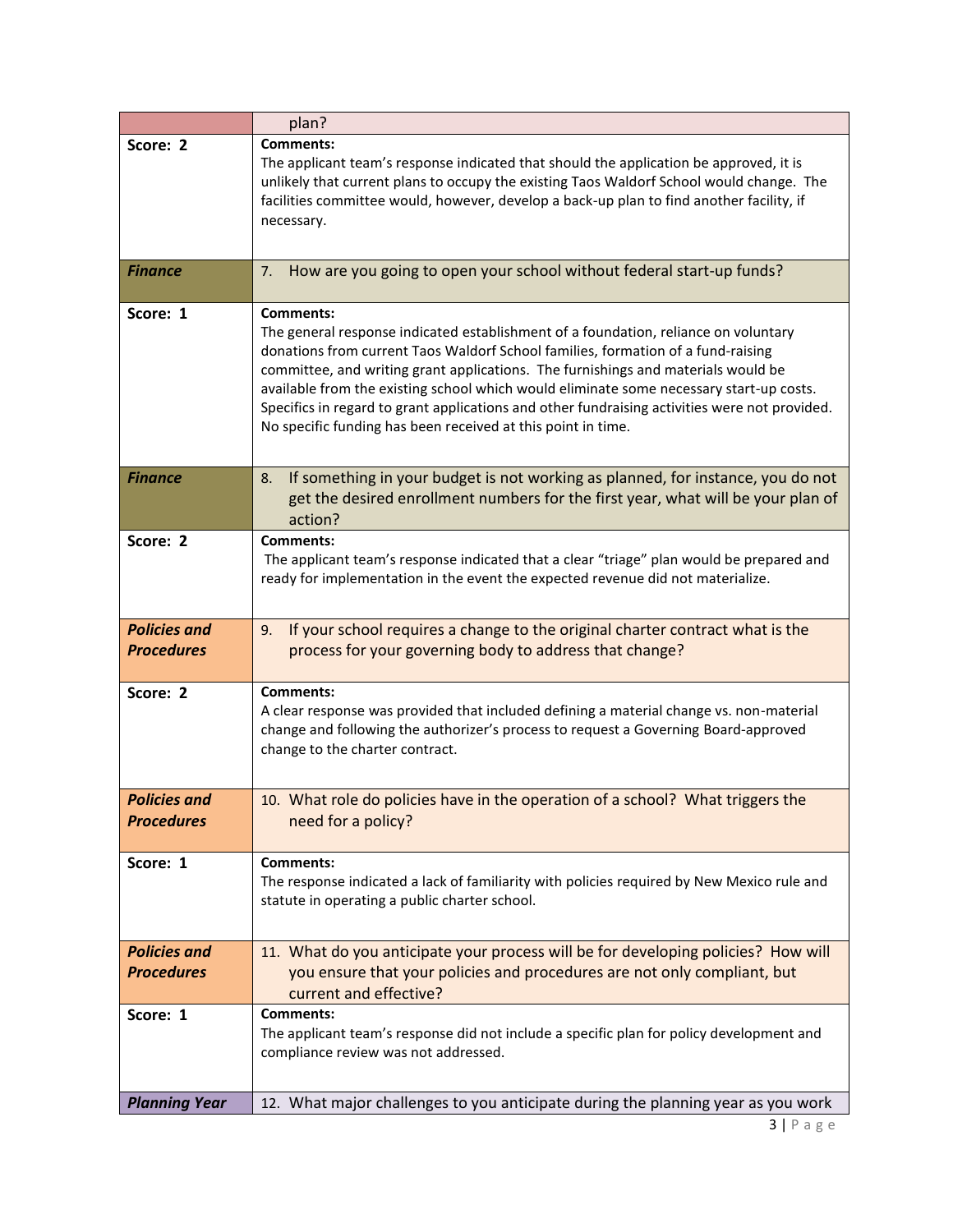| | |
|---|---|
| | plan? |
| Score: 2 | **Comments:**<br>The applicant team's response indicated that should the application be approved, it is unlikely that current plans to occupy the existing Taos Waldorf School would change. The facilities committee would, however, develop a back-up plan to find another facility, if necessary. |
| ***Finance*** | 7. How are you going to open your school without federal start-up funds? |
| Score: 1 | **Comments:**<br>The general response indicated establishment of a foundation, reliance on voluntary donations from current Taos Waldorf School families, formation of a fund-raising committee, and writing grant applications. The furnishings and materials would be available from the existing school which would eliminate some necessary start-up costs. Specifics in regard to grant applications and other fundraising activities were not provided. No specific funding has been received at this point in time. |
| ***Finance*** | 8. If something in your budget is not working as planned, for instance, you do not get the desired enrollment numbers for the first year, what will be your plan of action? |
| Score: 2 | **Comments:**<br>The applicant team's response indicated that a clear "triage" plan would be prepared and ready for implementation in the event the expected revenue did not materialize. |
| ***Policies and Procedures*** | 9. If your school requires a change to the original charter contract what is the process for your governing body to address that change? |
| Score: 2 | **Comments:**<br>A clear response was provided that included defining a material change vs. non-material change and following the authorizer's process to request a Governing Board-approved change to the charter contract. |
| ***Policies and Procedures*** | 10. What role do policies have in the operation of a school? What triggers the need for a policy? |
| Score: 1 | **Comments:**<br>The response indicated a lack of familiarity with policies required by New Mexico rule and statute in operating a public charter school. |
| ***Policies and Procedures*** | 11. What do you anticipate your process will be for developing policies? How will you ensure that your policies and procedures are not only compliant, but current and effective? |
| Score: 1 | **Comments:**<br>The applicant team's response did not include a specific plan for policy development and compliance review was not addressed. |
| ***Planning Year*** | 12. What major challenges to you anticipate during the planning year as you work |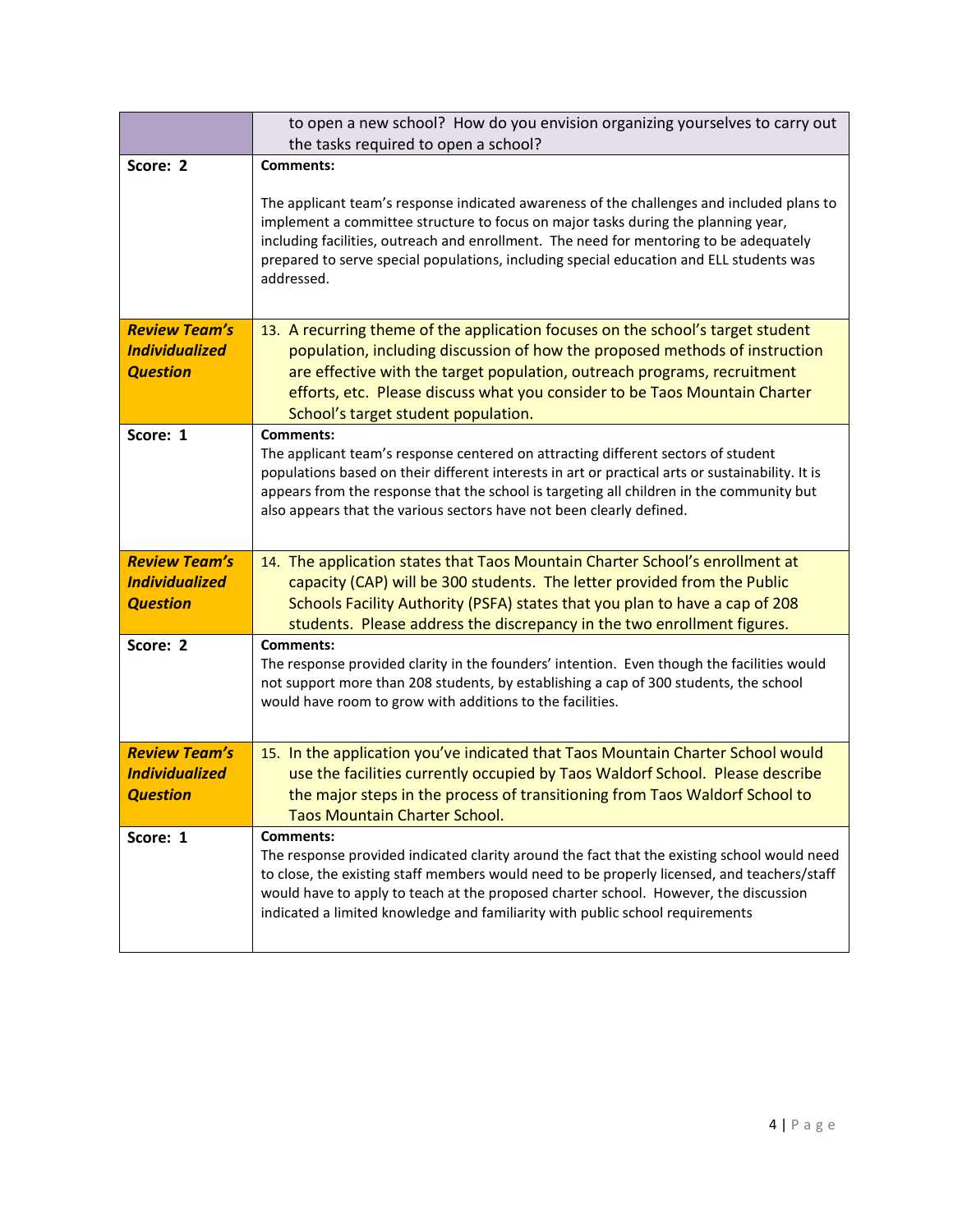| | |
|---|---|
| | to open a new school? How do you envision organizing yourselves to carry out the tasks required to open a school? |
| **Score: 2** | **Comments:**<br><br>The applicant team's response indicated awareness of the challenges and included plans to implement a committee structure to focus on major tasks during the planning year, including facilities, outreach and enrollment. The need for mentoring to be adequately prepared to serve special populations, including special education and ELL students was addressed. |
| ***Review Team's Individualized Question*** | 13. A recurring theme of the application focuses on the school's target student population, including discussion of how the proposed methods of instruction are effective with the target population, outreach programs, recruitment efforts, etc. Please discuss what you consider to be Taos Mountain Charter School's target student population. |
| **Score: 1** | **Comments:**<br>The applicant team's response centered on attracting different sectors of student populations based on their different interests in art or practical arts or sustainability. It is appears from the response that the school is targeting all children in the community but also appears that the various sectors have not been clearly defined. |
| ***Review Team's Individualized Question*** | 14. The application states that Taos Mountain Charter School's enrollment at capacity (CAP) will be 300 students. The letter provided from the Public Schools Facility Authority (PSFA) states that you plan to have a cap of 208 students. Please address the discrepancy in the two enrollment figures. |
| **Score: 2** | **Comments:**<br>The response provided clarity in the founders' intention. Even though the facilities would not support more than 208 students, by establishing a cap of 300 students, the school would have room to grow with additions to the facilities. |
| ***Review Team's Individualized Question*** | 15. In the application you've indicated that Taos Mountain Charter School would use the facilities currently occupied by Taos Waldorf School. Please describe the major steps in the process of transitioning from Taos Waldorf School to Taos Mountain Charter School. |
| **Score: 1** | **Comments:**<br>The response provided indicated clarity around the fact that the existing school would need to close, the existing staff members would need to be properly licensed, and teachers/staff would have to apply to teach at the proposed charter school. However, the discussion indicated a limited knowledge and familiarity with public school requirements |